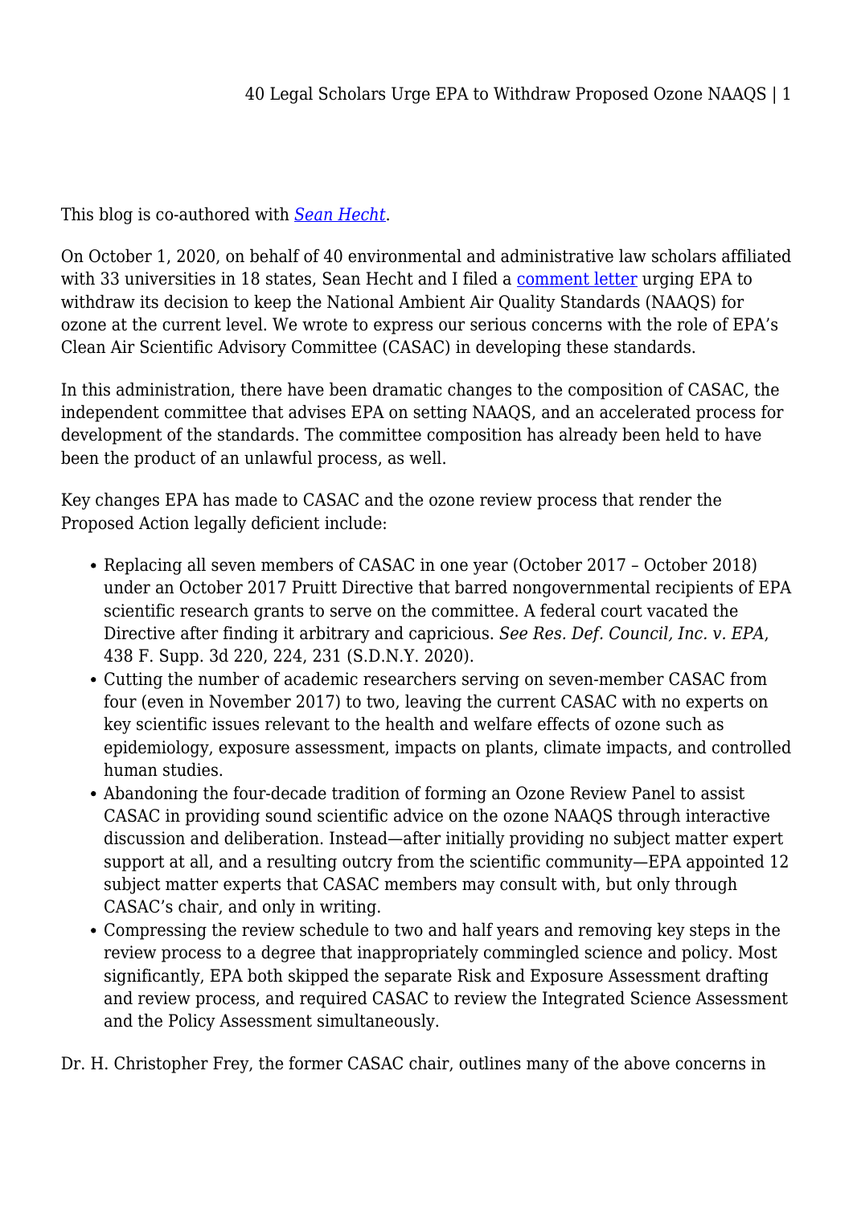This blog is co-authored with *Sean Hecht*.

On October 1, 2020, on behalf of 40 environmental and administrative law scholars affiliated with 33 universities in 18 states, Sean Hecht and I filed a comment letter urging EPA to withdraw its decision to keep the National Ambient Air Quality Standards (NAAQS) for ozone at the current level. We wrote to express our serious concerns with the role of EPA's Clean Air Scientific Advisory Committee (CASAC) in developing these standards.

In this administration, there have been dramatic changes to the composition of CASAC, the independent committee that advises EPA on setting NAAQS, and an accelerated process for development of the standards. The committee composition has already been held to have been the product of an unlawful process, as well.

Key changes EPA has made to CASAC and the ozone review process that render the Proposed Action legally deficient include:

- Replacing all seven members of CASAC in one year (October 2017 – October 2018) under an October 2017 Pruitt Directive that barred nongovernmental recipients of EPA scientific research grants to serve on the committee. A federal court vacated the Directive after finding it arbitrary and capricious. *See Res. Def. Council, Inc. v. EPA*, 438 F. Supp. 3d 220, 224, 231 (S.D.N.Y. 2020).
- Cutting the number of academic researchers serving on seven-member CASAC from four (even in November 2017) to two, leaving the current CASAC with no experts on key scientific issues relevant to the health and welfare effects of ozone such as epidemiology, exposure assessment, impacts on plants, climate impacts, and controlled human studies.
- Abandoning the four-decade tradition of forming an Ozone Review Panel to assist CASAC in providing sound scientific advice on the ozone NAAQS through interactive discussion and deliberation. Instead—after initially providing no subject matter expert support at all, and a resulting outcry from the scientific community—EPA appointed 12 subject matter experts that CASAC members may consult with, but only through CASAC's chair, and only in writing.
- Compressing the review schedule to two and half years and removing key steps in the review process to a degree that inappropriately commingled science and policy. Most significantly, EPA both skipped the separate Risk and Exposure Assessment drafting and review process, and required CASAC to review the Integrated Science Assessment and the Policy Assessment simultaneously.

Dr. H. Christopher Frey, the former CASAC chair, outlines many of the above concerns in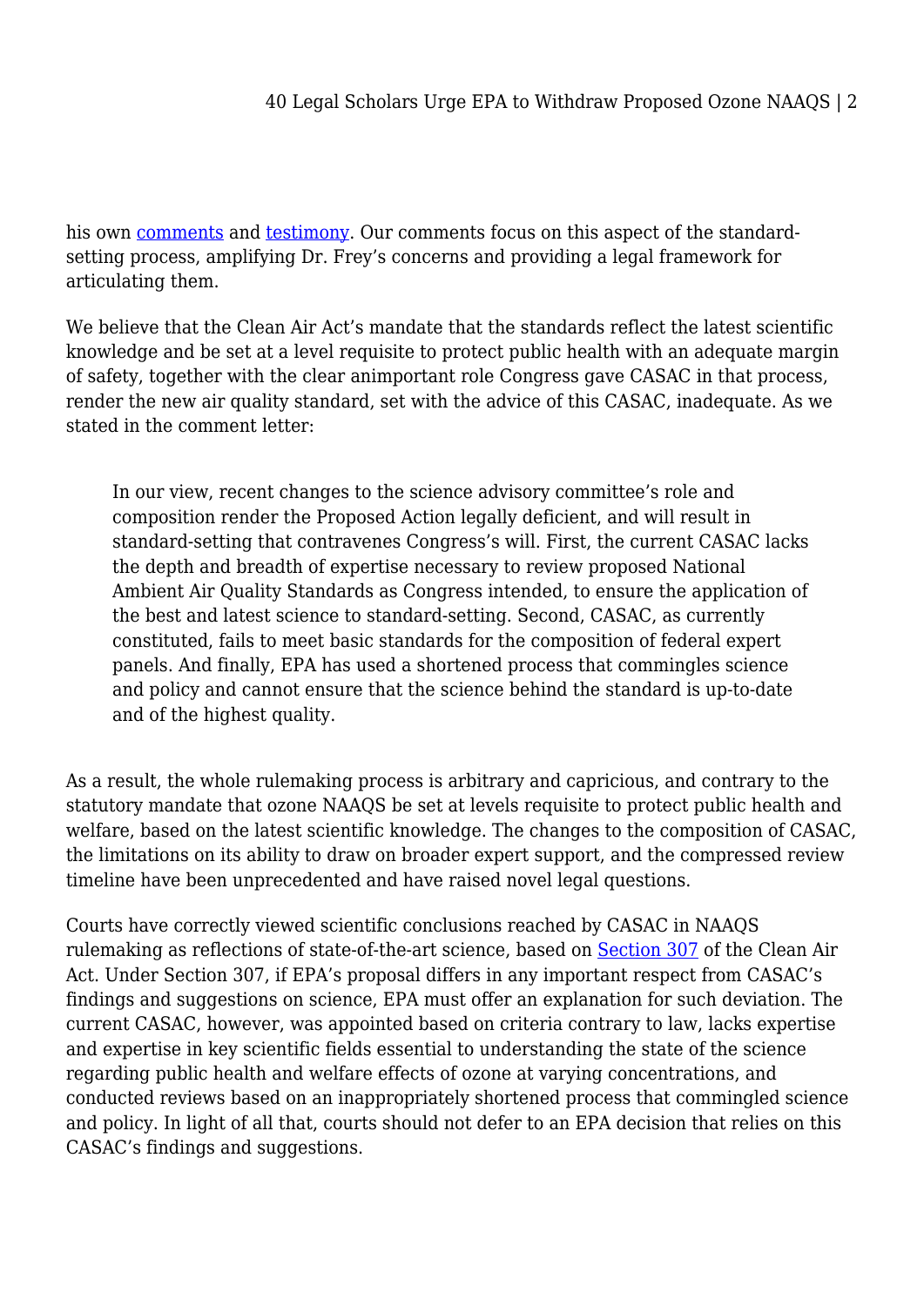his own comments and testimony. Our comments focus on this aspect of the standard-setting process, amplifying Dr. Frey's concerns and providing a legal framework for articulating them.

We believe that the Clean Air Act's mandate that the standards reflect the latest scientific knowledge and be set at a level requisite to protect public health with an adequate margin of safety, together with the clear animportant role Congress gave CASAC in that process, render the new air quality standard, set with the advice of this CASAC, inadequate. As we stated in the comment letter:

> In our view, recent changes to the science advisory committee's role and composition render the Proposed Action legally deficient, and will result in standard-setting that contravenes Congress's will. First, the current CASAC lacks the depth and breadth of expertise necessary to review proposed National Ambient Air Quality Standards as Congress intended, to ensure the application of the best and latest science to standard-setting. Second, CASAC, as currently constituted, fails to meet basic standards for the composition of federal expert panels. And finally, EPA has used a shortened process that commingles science and policy and cannot ensure that the science behind the standard is up-to-date and of the highest quality.

As a result, the whole rulemaking process is arbitrary and capricious, and contrary to the statutory mandate that ozone NAAQS be set at levels requisite to protect public health and welfare, based on the latest scientific knowledge. The changes to the composition of CASAC, the limitations on its ability to draw on broader expert support, and the compressed review timeline have been unprecedented and have raised novel legal questions.

Courts have correctly viewed scientific conclusions reached by CASAC in NAAQS rulemaking as reflections of state-of-the-art science, based on Section 307 of the Clean Air Act. Under Section 307, if EPA's proposal differs in any important respect from CASAC's findings and suggestions on science, EPA must offer an explanation for such deviation. The current CASAC, however, was appointed based on criteria contrary to law, lacks expertise and expertise in key scientific fields essential to understanding the state of the science regarding public health and welfare effects of ozone at varying concentrations, and conducted reviews based on an inappropriately shortened process that commingled science and policy. In light of all that, courts should not defer to an EPA decision that relies on this CASAC's findings and suggestions.